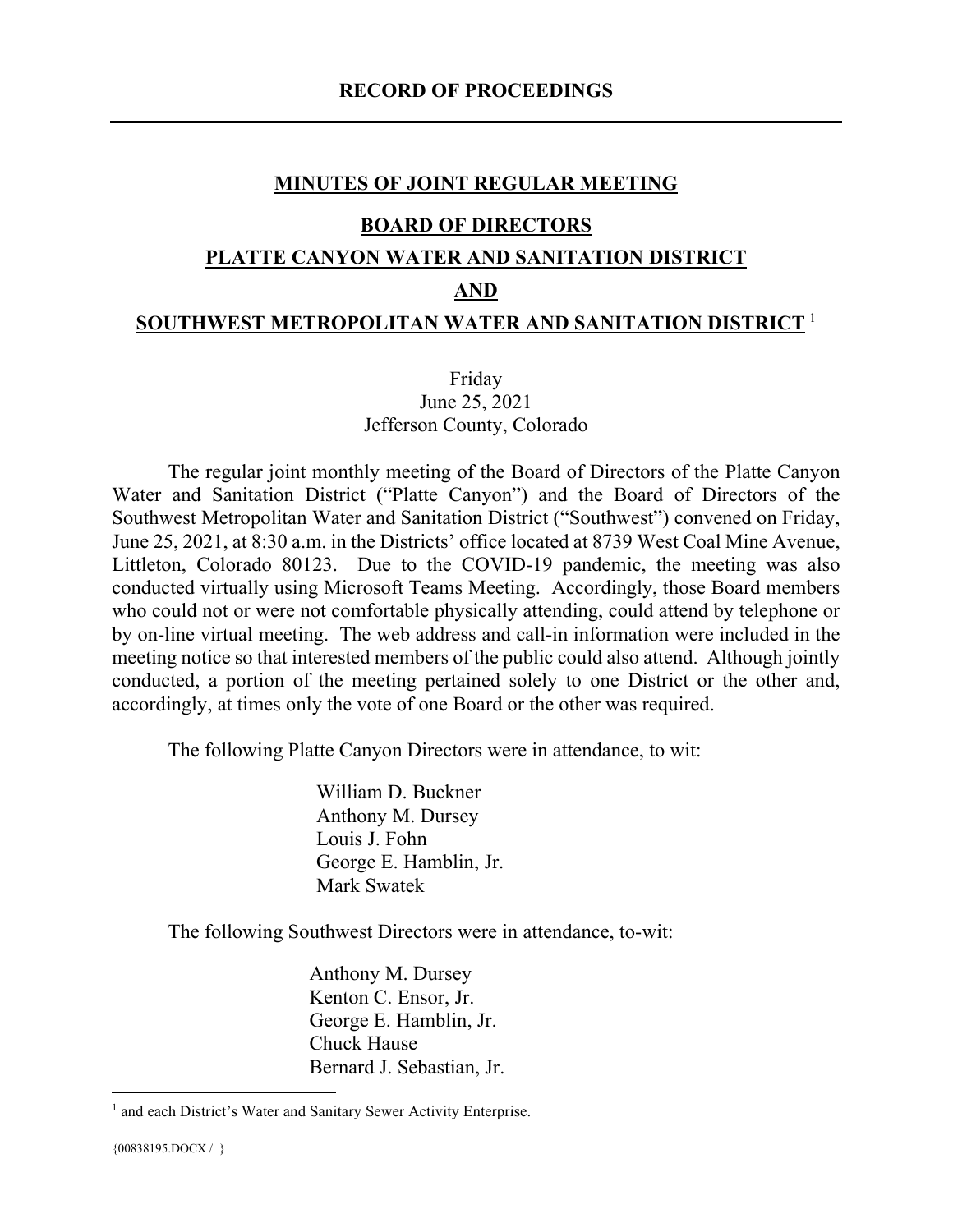## RECORD OF PROCEEDINGS

**MINUTES OF JOINT REGULAR MEETING**

**BOARD OF DIRECTORS**

**PLATTE CANYON WATER AND SANITATION DISTRICT**

**AND**

**SOUTHWEST METROPOLITAN WATER AND SANITATION DISTRICT** [1]

Friday
June 25, 2021
Jefferson County, Colorado

The regular joint monthly meeting of the Board of Directors of the Platte Canyon Water and Sanitation District ("Platte Canyon") and the Board of Directors of the Southwest Metropolitan Water and Sanitation District ("Southwest") convened on Friday, June 25, 2021, at 8:30 a.m. in the Districts' office located at 8739 West Coal Mine Avenue, Littleton, Colorado 80123. Due to the COVID-19 pandemic, the meeting was also conducted virtually using Microsoft Teams Meeting. Accordingly, those Board members who could not or were not comfortable physically attending, could attend by telephone or by on-line virtual meeting. The web address and call-in information were included in the meeting notice so that interested members of the public could also attend. Although jointly conducted, a portion of the meeting pertained solely to one District or the other and, accordingly, at times only the vote of one Board or the other was required.

The following Platte Canyon Directors were in attendance, to wit:

William D. Buckner
Anthony M. Dursey
Louis J. Fohn
George E. Hamblin, Jr.
Mark Swatek

The following Southwest Directors were in attendance, to-wit:

Anthony M. Dursey
Kenton C. Ensor, Jr.
George E. Hamblin, Jr.
Chuck Hause
Bernard J. Sebastian, Jr.

[1] and each District's Water and Sanitary Sewer Activity Enterprise.

{00838195.DOCX / }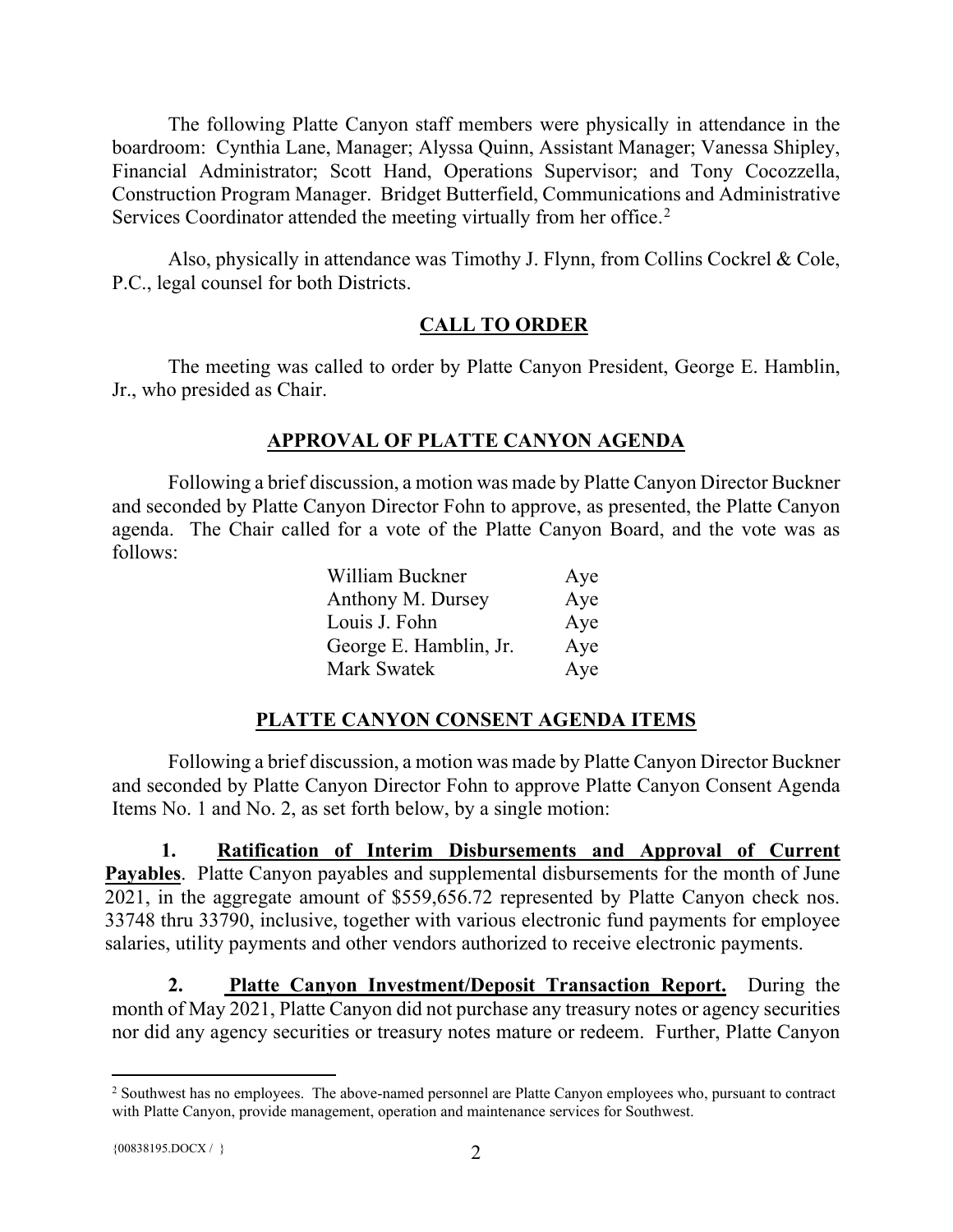The following Platte Canyon staff members were physically in attendance in the boardroom: Cynthia Lane, Manager; Alyssa Quinn, Assistant Manager; Vanessa Shipley, Financial Administrator; Scott Hand, Operations Supervisor; and Tony Cocozzella, Construction Program Manager. Bridget Butterfield, Communications and Administrative Services Coordinator attended the meeting virtually from her office.[2]

Also, physically in attendance was Timothy J. Flynn, from Collins Cockrel & Cole, P.C., legal counsel for both Districts.

## CALL TO ORDER

The meeting was called to order by Platte Canyon President, George E. Hamblin, Jr., who presided as Chair.

## APPROVAL OF PLATTE CANYON AGENDA

Following a brief discussion, a motion was made by Platte Canyon Director Buckner and seconded by Platte Canyon Director Fohn to approve, as presented, the Platte Canyon agenda. The Chair called for a vote of the Platte Canyon Board, and the vote was as follows:

| | |
|---|---|
| William Buckner | Aye |
| Anthony M. Dursey | Aye |
| Louis J. Fohn | Aye |
| George E. Hamblin, Jr. | Aye |
| Mark Swatek | Aye |

## PLATTE CANYON CONSENT AGENDA ITEMS

Following a brief discussion, a motion was made by Platte Canyon Director Buckner and seconded by Platte Canyon Director Fohn to approve Platte Canyon Consent Agenda Items No. 1 and No. 2, as set forth below, by a single motion:

**1. Ratification of Interim Disbursements and Approval of Current Payables**. Platte Canyon payables and supplemental disbursements for the month of June 2021, in the aggregate amount of $559,656.72 represented by Platte Canyon check nos. 33748 thru 33790, inclusive, together with various electronic fund payments for employee salaries, utility payments and other vendors authorized to receive electronic payments.

**2. Platte Canyon Investment/Deposit Transaction Report.** During the month of May 2021, Platte Canyon did not purchase any treasury notes or agency securities nor did any agency securities or treasury notes mature or redeem. Further, Platte Canyon

[2] Southwest has no employees. The above-named personnel are Platte Canyon employees who, pursuant to contract with Platte Canyon, provide management, operation and maintenance services for Southwest.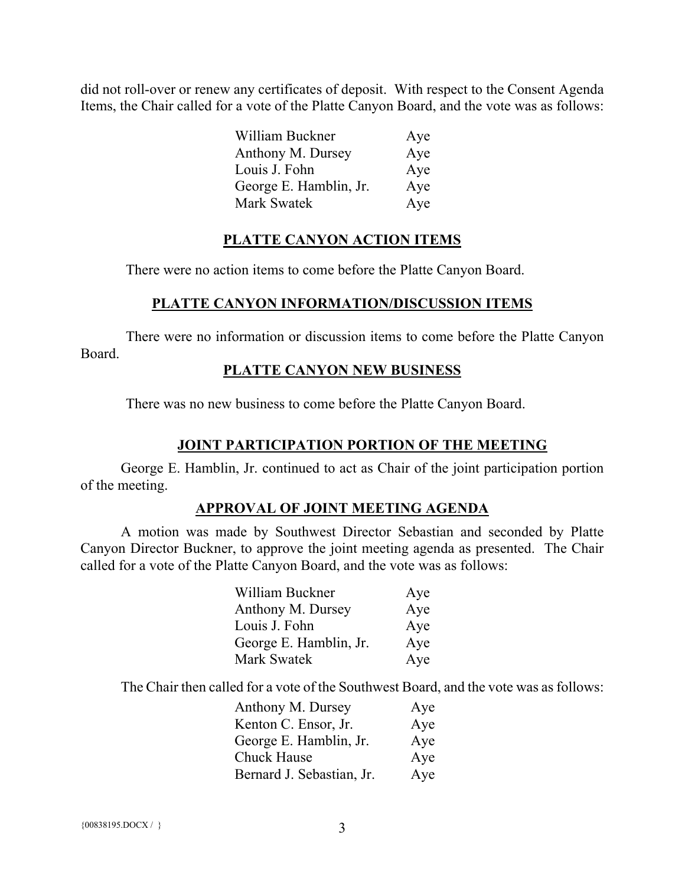did not roll-over or renew any certificates of deposit. With respect to the Consent Agenda Items, the Chair called for a vote of the Platte Canyon Board, and the vote was as follows:

| | |
|---|---|
| William Buckner | Aye |
| Anthony M. Dursey | Aye |
| Louis J. Fohn | Aye |
| George E. Hamblin, Jr. | Aye |
| Mark Swatek | Aye |

## PLATTE CANYON ACTION ITEMS

There were no action items to come before the Platte Canyon Board.

## PLATTE CANYON INFORMATION/DISCUSSION ITEMS

There were no information or discussion items to come before the Platte Canyon Board.

## PLATTE CANYON NEW BUSINESS

There was no new business to come before the Platte Canyon Board.

## JOINT PARTICIPATION PORTION OF THE MEETING

George E. Hamblin, Jr. continued to act as Chair of the joint participation portion of the meeting.

## APPROVAL OF JOINT MEETING AGENDA

A motion was made by Southwest Director Sebastian and seconded by Platte Canyon Director Buckner, to approve the joint meeting agenda as presented. The Chair called for a vote of the Platte Canyon Board, and the vote was as follows:

| | |
|---|---|
| William Buckner | Aye |
| Anthony M. Dursey | Aye |
| Louis J. Fohn | Aye |
| George E. Hamblin, Jr. | Aye |
| Mark Swatek | Aye |

The Chair then called for a vote of the Southwest Board, and the vote was as follows:

| | |
|---|---|
| Anthony M. Dursey | Aye |
| Kenton C. Ensor, Jr. | Aye |
| George E. Hamblin, Jr. | Aye |
| Chuck Hause | Aye |
| Bernard J. Sebastian, Jr. | Aye |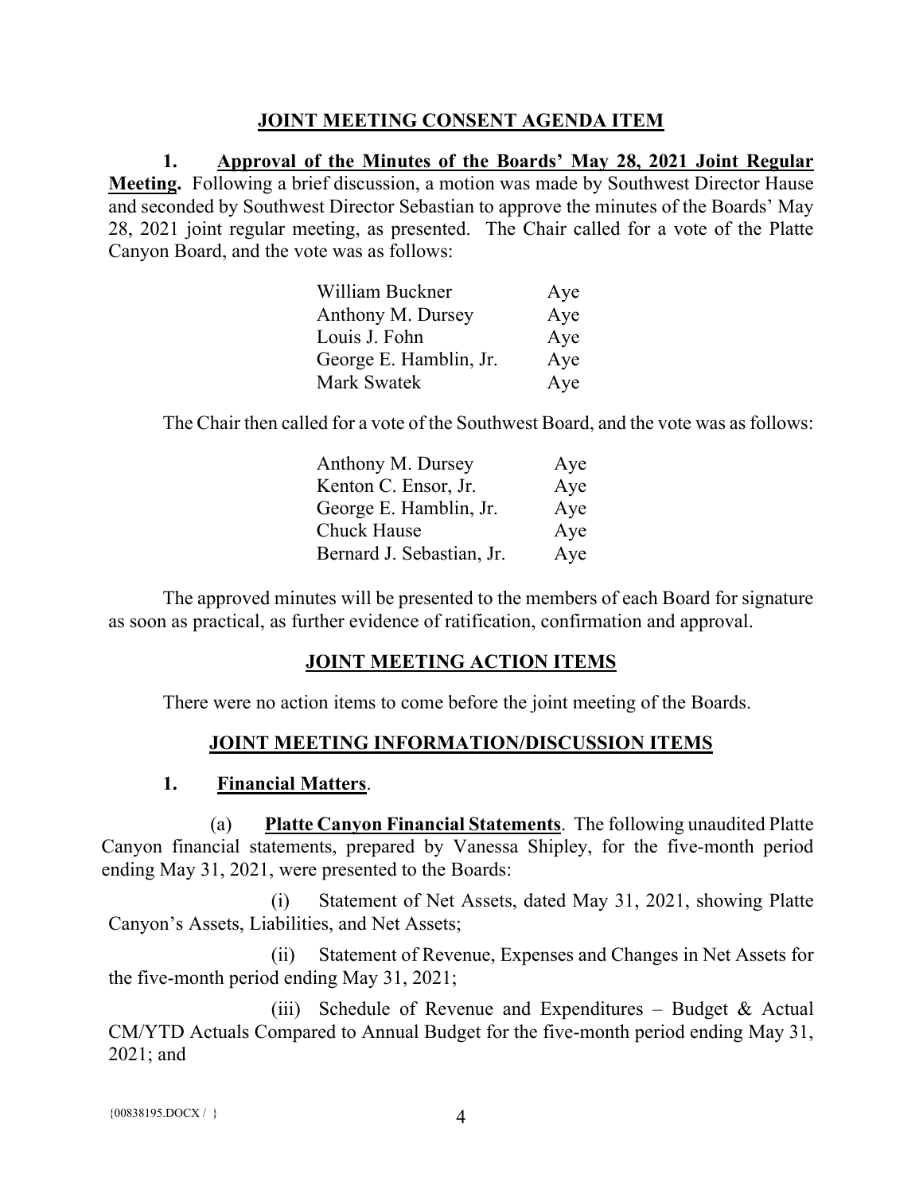## JOINT MEETING CONSENT AGENDA ITEM

**1. Approval of the Minutes of the Boards' May 28, 2021 Joint Regular Meeting.** Following a brief discussion, a motion was made by Southwest Director Hause and seconded by Southwest Director Sebastian to approve the minutes of the Boards' May 28, 2021 joint regular meeting, as presented. The Chair called for a vote of the Platte Canyon Board, and the vote was as follows:

| | |
|---|---|
| William Buckner | Aye |
| Anthony M. Dursey | Aye |
| Louis J. Fohn | Aye |
| George E. Hamblin, Jr. | Aye |
| Mark Swatek | Aye |

The Chair then called for a vote of the Southwest Board, and the vote was as follows:

| | |
|---|---|
| Anthony M. Dursey | Aye |
| Kenton C. Ensor, Jr. | Aye |
| George E. Hamblin, Jr. | Aye |
| Chuck Hause | Aye |
| Bernard J. Sebastian, Jr. | Aye |

The approved minutes will be presented to the members of each Board for signature as soon as practical, as further evidence of ratification, confirmation and approval.

## JOINT MEETING ACTION ITEMS

There were no action items to come before the joint meeting of the Boards.

## JOINT MEETING INFORMATION/DISCUSSION ITEMS

**1. Financial Matters.**

(a) **Platte Canyon Financial Statements**. The following unaudited Platte Canyon financial statements, prepared by Vanessa Shipley, for the five-month period ending May 31, 2021, were presented to the Boards:

(i) Statement of Net Assets, dated May 31, 2021, showing Platte Canyon's Assets, Liabilities, and Net Assets;

(ii) Statement of Revenue, Expenses and Changes in Net Assets for the five-month period ending May 31, 2021;

(iii) Schedule of Revenue and Expenditures – Budget & Actual CM/YTD Actuals Compared to Annual Budget for the five-month period ending May 31, 2021; and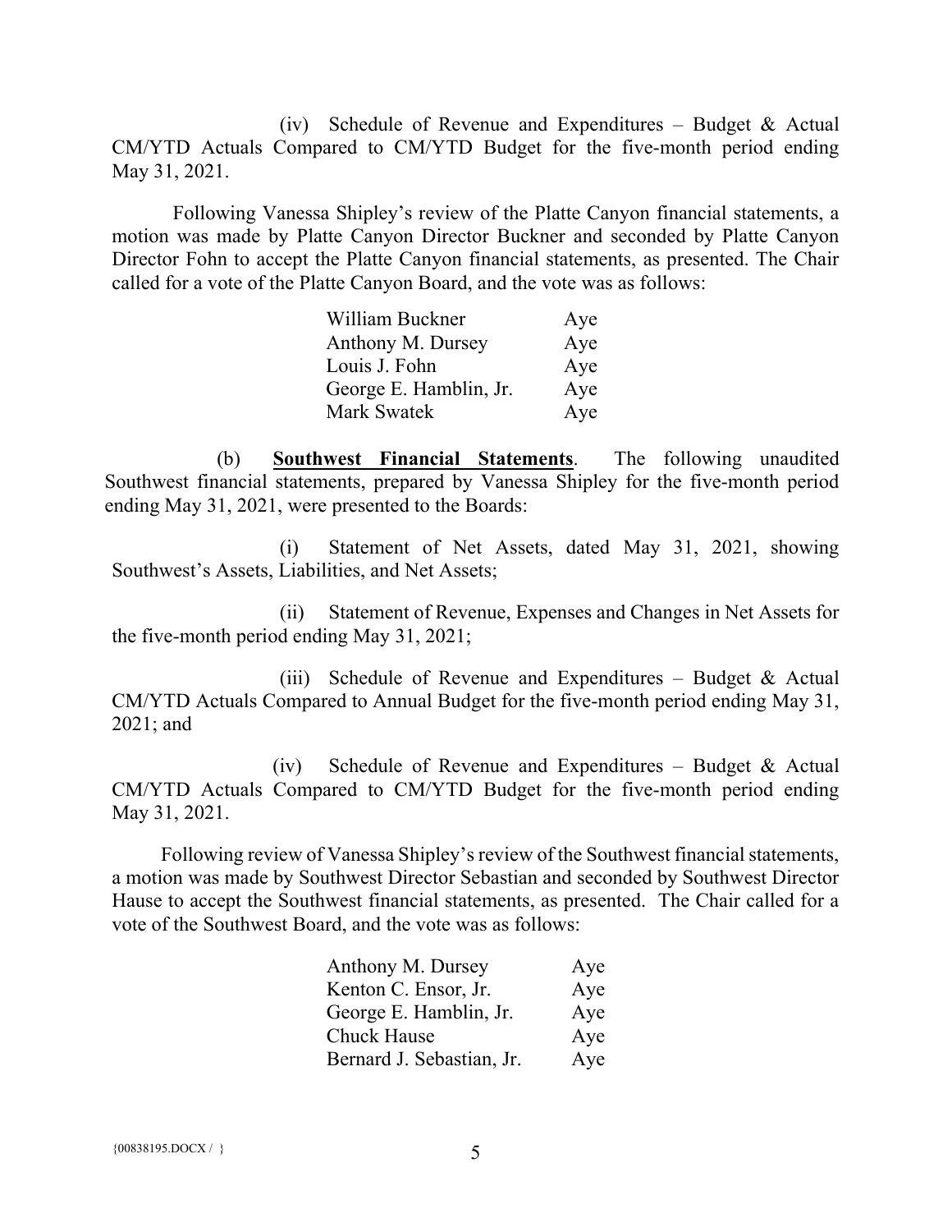(iv) Schedule of Revenue and Expenditures – Budget & Actual CM/YTD Actuals Compared to CM/YTD Budget for the five-month period ending May 31, 2021.

Following Vanessa Shipley's review of the Platte Canyon financial statements, a motion was made by Platte Canyon Director Buckner and seconded by Platte Canyon Director Fohn to accept the Platte Canyon financial statements, as presented. The Chair called for a vote of the Platte Canyon Board, and the vote was as follows:

| | |
|---|---|
| William Buckner | Aye |
| Anthony M. Dursey | Aye |
| Louis J. Fohn | Aye |
| George E. Hamblin, Jr. | Aye |
| Mark Swatek | Aye |

(b) **Southwest Financial Statements**. The following unaudited Southwest financial statements, prepared by Vanessa Shipley for the five-month period ending May 31, 2021, were presented to the Boards:

(i) Statement of Net Assets, dated May 31, 2021, showing Southwest's Assets, Liabilities, and Net Assets;

(ii) Statement of Revenue, Expenses and Changes in Net Assets for the five-month period ending May 31, 2021;

(iii) Schedule of Revenue and Expenditures – Budget & Actual CM/YTD Actuals Compared to Annual Budget for the five-month period ending May 31, 2021; and

(iv) Schedule of Revenue and Expenditures – Budget & Actual CM/YTD Actuals Compared to CM/YTD Budget for the five-month period ending May 31, 2021.

Following review of Vanessa Shipley's review of the Southwest financial statements, a motion was made by Southwest Director Sebastian and seconded by Southwest Director Hause to accept the Southwest financial statements, as presented. The Chair called for a vote of the Southwest Board, and the vote was as follows:

| | |
|---|---|
| Anthony M. Dursey | Aye |
| Kenton C. Ensor, Jr. | Aye |
| George E. Hamblin, Jr. | Aye |
| Chuck Hause | Aye |
| Bernard J. Sebastian, Jr. | Aye |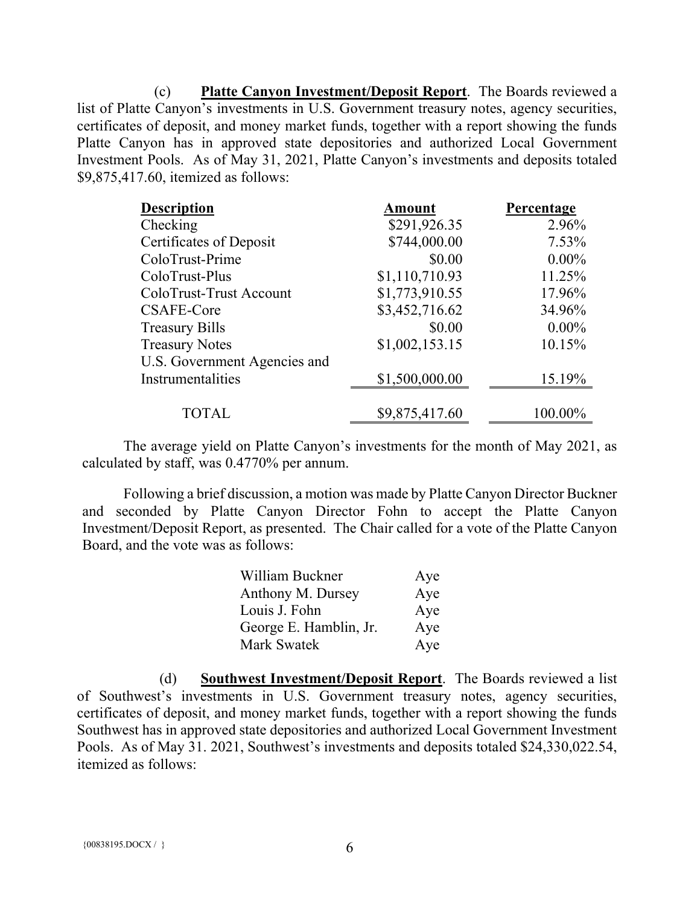(c) **Platte Canyon Investment/Deposit Report**. The Boards reviewed a list of Platte Canyon's investments in U.S. Government treasury notes, agency securities, certificates of deposit, and money market funds, together with a report showing the funds Platte Canyon has in approved state depositories and authorized Local Government Investment Pools. As of May 31, 2021, Platte Canyon's investments and deposits totaled $9,875,417.60, itemized as follows:

| Description | Amount | Percentage |
|---|---|---|
| Checking | $291,926.35 | 2.96% |
| Certificates of Deposit | $744,000.00 | 7.53% |
| ColoTrust-Prime | $0.00 | 0.00% |
| ColoTrust-Plus | $1,110,710.93 | 11.25% |
| ColoTrust-Trust Account | $1,773,910.55 | 17.96% |
| CSAFE-Core | $3,452,716.62 | 34.96% |
| Treasury Bills | $0.00 | 0.00% |
| Treasury Notes | $1,002,153.15 | 10.15% |
| U.S. Government Agencies and Instrumentalities | $1,500,000.00 | 15.19% |
| TOTAL | $9,875,417.60 | 100.00% |

The average yield on Platte Canyon's investments for the month of May 2021, as calculated by staff, was 0.4770% per annum.

Following a brief discussion, a motion was made by Platte Canyon Director Buckner and seconded by Platte Canyon Director Fohn to accept the Platte Canyon Investment/Deposit Report, as presented. The Chair called for a vote of the Platte Canyon Board, and the vote was as follows:

| | |
|---|---|
| William Buckner | Aye |
| Anthony M. Dursey | Aye |
| Louis J. Fohn | Aye |
| George E. Hamblin, Jr. | Aye |
| Mark Swatek | Aye |

(d) **Southwest Investment/Deposit Report**. The Boards reviewed a list of Southwest's investments in U.S. Government treasury notes, agency securities, certificates of deposit, and money market funds, together with a report showing the funds Southwest has in approved state depositories and authorized Local Government Investment Pools. As of May 31. 2021, Southwest's investments and deposits totaled $24,330,022.54, itemized as follows:

{00838195.DOCX / }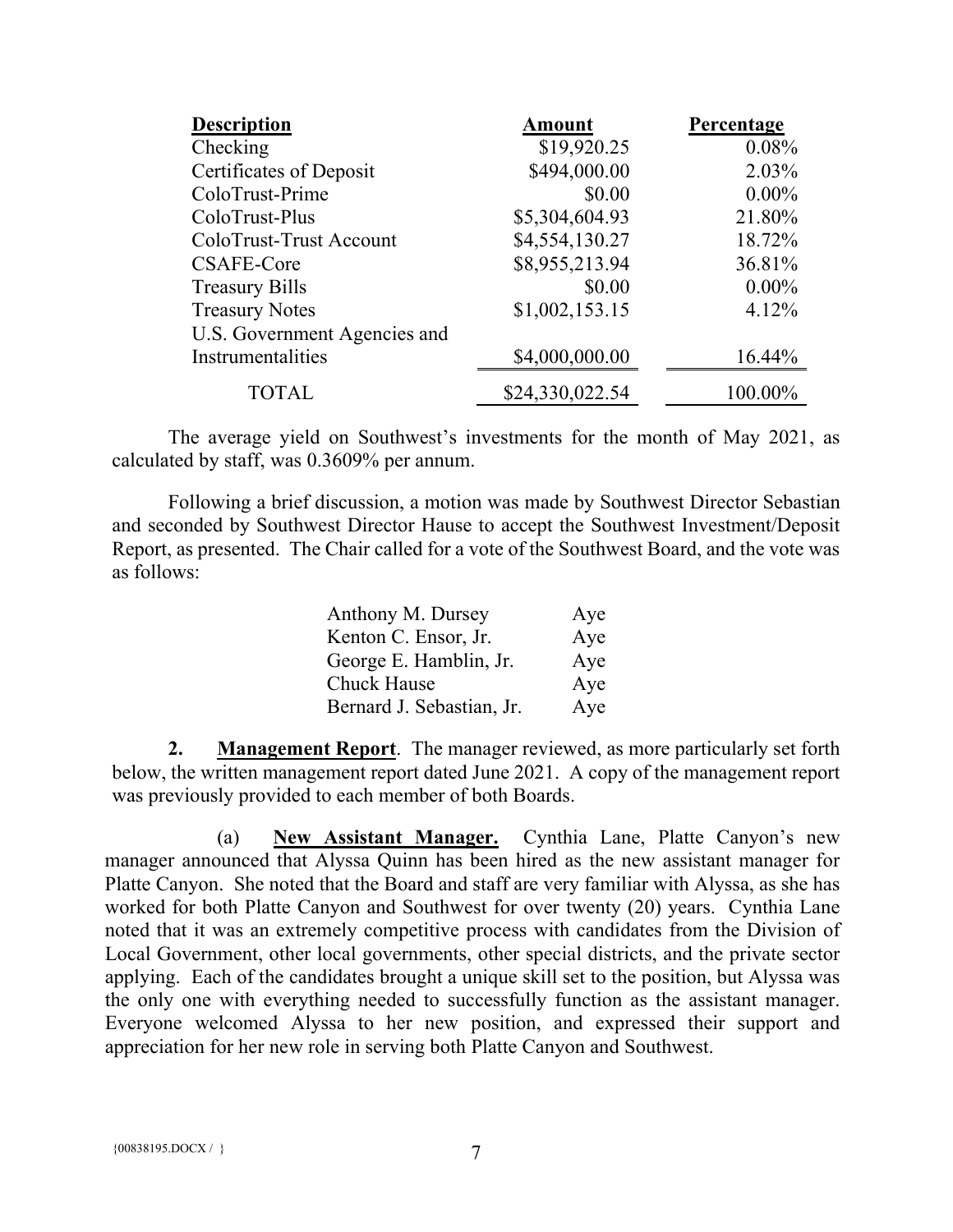| Description | Amount | Percentage |
| --- | ---: | ---: |
| Checking | $19,920.25 | 0.08% |
| Certificates of Deposit | $494,000.00 | 2.03% |
| ColoTrust-Prime | $0.00 | 0.00% |
| ColoTrust-Plus | $5,304,604.93 | 21.80% |
| ColoTrust-Trust Account | $4,554,130.27 | 18.72% |
| CSAFE-Core | $8,955,213.94 | 36.81% |
| Treasury Bills | $0.00 | 0.00% |
| Treasury Notes | $1,002,153.15 | 4.12% |
| U.S. Government Agencies and Instrumentalities | $4,000,000.00 | 16.44% |
| TOTAL | $24,330,022.54 | 100.00% |

The average yield on Southwest's investments for the month of May 2021, as calculated by staff, was 0.3609% per annum.

Following a brief discussion, a motion was made by Southwest Director Sebastian and seconded by Southwest Director Hause to accept the Southwest Investment/Deposit Report, as presented. The Chair called for a vote of the Southwest Board, and the vote was as follows:

| | |
| --- | --- |
| Anthony M. Dursey | Aye |
| Kenton C. Ensor, Jr. | Aye |
| George E. Hamblin, Jr. | Aye |
| Chuck Hause | Aye |
| Bernard J. Sebastian, Jr. | Aye |

**2. Management Report**. The manager reviewed, as more particularly set forth below, the written management report dated June 2021. A copy of the management report was previously provided to each member of both Boards.

(a) **New Assistant Manager.** Cynthia Lane, Platte Canyon's new manager announced that Alyssa Quinn has been hired as the new assistant manager for Platte Canyon. She noted that the Board and staff are very familiar with Alyssa, as she has worked for both Platte Canyon and Southwest for over twenty (20) years. Cynthia Lane noted that it was an extremely competitive process with candidates from the Division of Local Government, other local governments, other special districts, and the private sector applying. Each of the candidates brought a unique skill set to the position, but Alyssa was the only one with everything needed to successfully function as the assistant manager. Everyone welcomed Alyssa to her new position, and expressed their support and appreciation for her new role in serving both Platte Canyon and Southwest.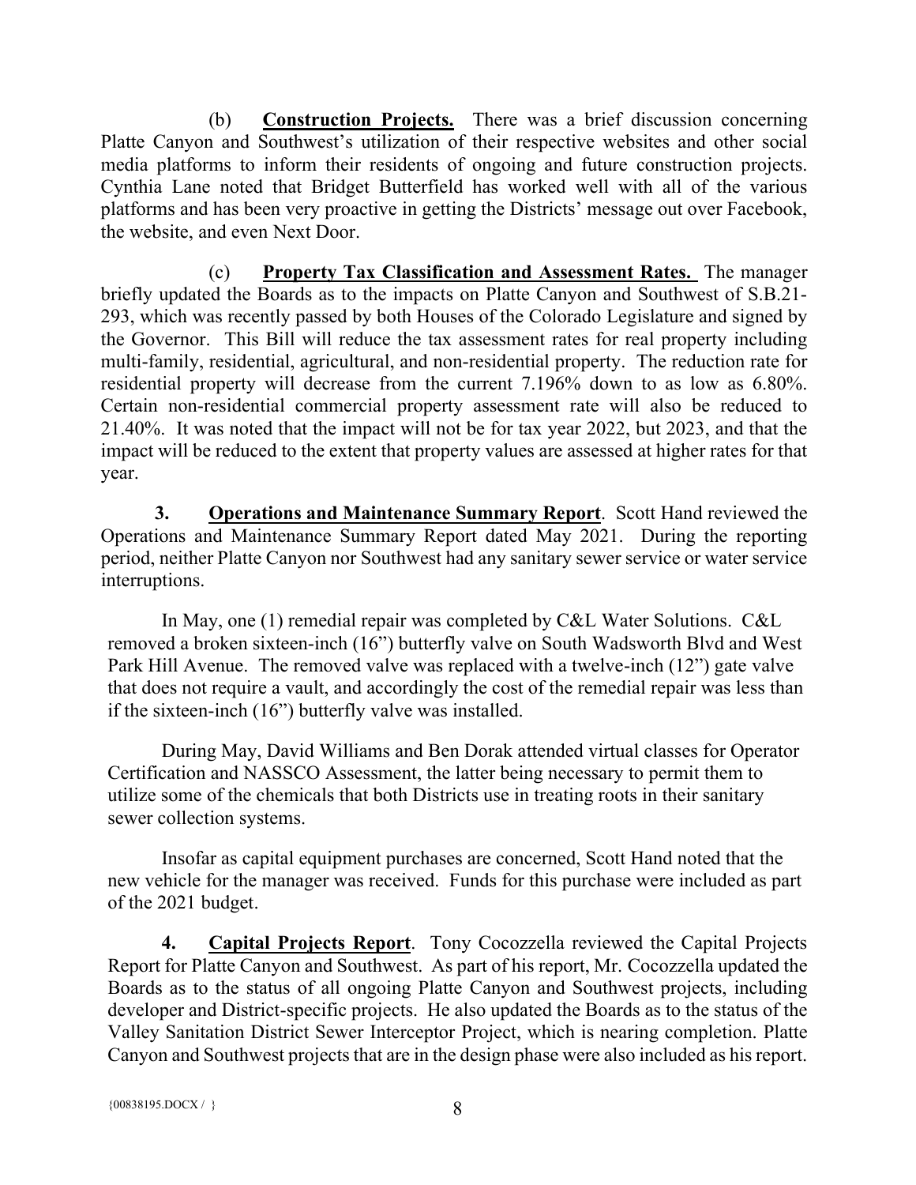(b) **Construction Projects.** There was a brief discussion concerning Platte Canyon and Southwest's utilization of their respective websites and other social media platforms to inform their residents of ongoing and future construction projects. Cynthia Lane noted that Bridget Butterfield has worked well with all of the various platforms and has been very proactive in getting the Districts' message out over Facebook, the website, and even Next Door.

(c) **Property Tax Classification and Assessment Rates.** The manager briefly updated the Boards as to the impacts on Platte Canyon and Southwest of S.B.21-293, which was recently passed by both Houses of the Colorado Legislature and signed by the Governor. This Bill will reduce the tax assessment rates for real property including multi-family, residential, agricultural, and non-residential property. The reduction rate for residential property will decrease from the current 7.196% down to as low as 6.80%. Certain non-residential commercial property assessment rate will also be reduced to 21.40%. It was noted that the impact will not be for tax year 2022, but 2023, and that the impact will be reduced to the extent that property values are assessed at higher rates for that year.

**3. Operations and Maintenance Summary Report**. Scott Hand reviewed the Operations and Maintenance Summary Report dated May 2021. During the reporting period, neither Platte Canyon nor Southwest had any sanitary sewer service or water service interruptions.

In May, one (1) remedial repair was completed by C&L Water Solutions. C&L removed a broken sixteen-inch (16") butterfly valve on South Wadsworth Blvd and West Park Hill Avenue. The removed valve was replaced with a twelve-inch (12") gate valve that does not require a vault, and accordingly the cost of the remedial repair was less than if the sixteen-inch (16") butterfly valve was installed.

During May, David Williams and Ben Dorak attended virtual classes for Operator Certification and NASSCO Assessment, the latter being necessary to permit them to utilize some of the chemicals that both Districts use in treating roots in their sanitary sewer collection systems.

Insofar as capital equipment purchases are concerned, Scott Hand noted that the new vehicle for the manager was received. Funds for this purchase were included as part of the 2021 budget.

**4. Capital Projects Report**. Tony Cocozzella reviewed the Capital Projects Report for Platte Canyon and Southwest. As part of his report, Mr. Cocozzella updated the Boards as to the status of all ongoing Platte Canyon and Southwest projects, including developer and District-specific projects. He also updated the Boards as to the status of the Valley Sanitation District Sewer Interceptor Project, which is nearing completion. Platte Canyon and Southwest projects that are in the design phase were also included as his report.

{00838195.DOCX / }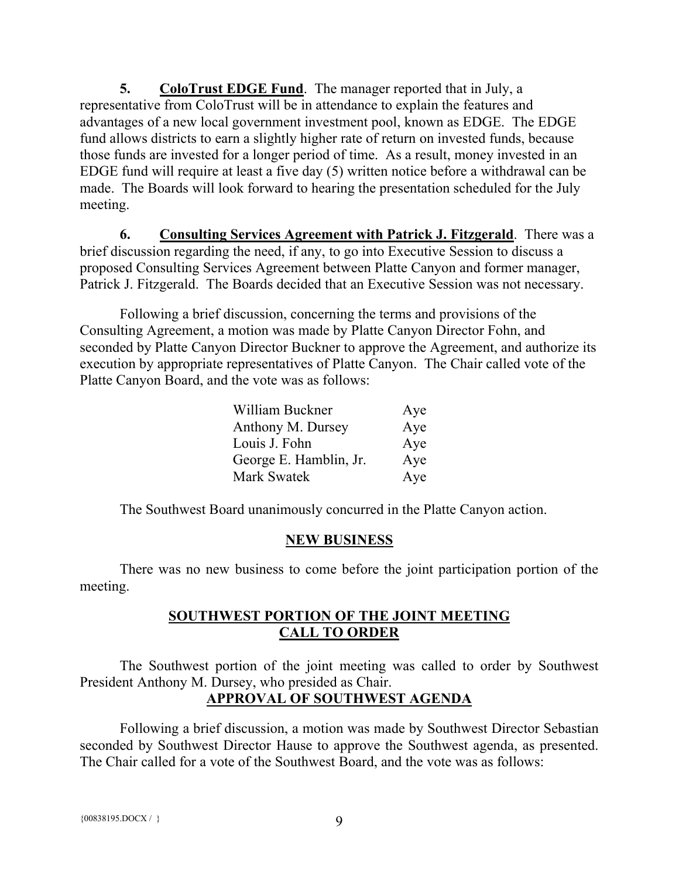**5. ColoTrust EDGE Fund**. The manager reported that in July, a representative from ColoTrust will be in attendance to explain the features and advantages of a new local government investment pool, known as EDGE. The EDGE fund allows districts to earn a slightly higher rate of return on invested funds, because those funds are invested for a longer period of time. As a result, money invested in an EDGE fund will require at least a five day (5) written notice before a withdrawal can be made. The Boards will look forward to hearing the presentation scheduled for the July meeting.

**6. Consulting Services Agreement with Patrick J. Fitzgerald**. There was a brief discussion regarding the need, if any, to go into Executive Session to discuss a proposed Consulting Services Agreement between Platte Canyon and former manager, Patrick J. Fitzgerald. The Boards decided that an Executive Session was not necessary.

Following a brief discussion, concerning the terms and provisions of the Consulting Agreement, a motion was made by Platte Canyon Director Fohn, and seconded by Platte Canyon Director Buckner to approve the Agreement, and authorize its execution by appropriate representatives of Platte Canyon. The Chair called vote of the Platte Canyon Board, and the vote was as follows:

| | |
|---|---|
| William Buckner | Aye |
| Anthony M. Dursey | Aye |
| Louis J. Fohn | Aye |
| George E. Hamblin, Jr. | Aye |
| Mark Swatek | Aye |

The Southwest Board unanimously concurred in the Platte Canyon action.

## NEW BUSINESS

There was no new business to come before the joint participation portion of the meeting.

## SOUTHWEST PORTION OF THE JOINT MEETING CALL TO ORDER

The Southwest portion of the joint meeting was called to order by Southwest President Anthony M. Dursey, who presided as Chair.

## APPROVAL OF SOUTHWEST AGENDA

Following a brief discussion, a motion was made by Southwest Director Sebastian seconded by Southwest Director Hause to approve the Southwest agenda, as presented. The Chair called for a vote of the Southwest Board, and the vote was as follows: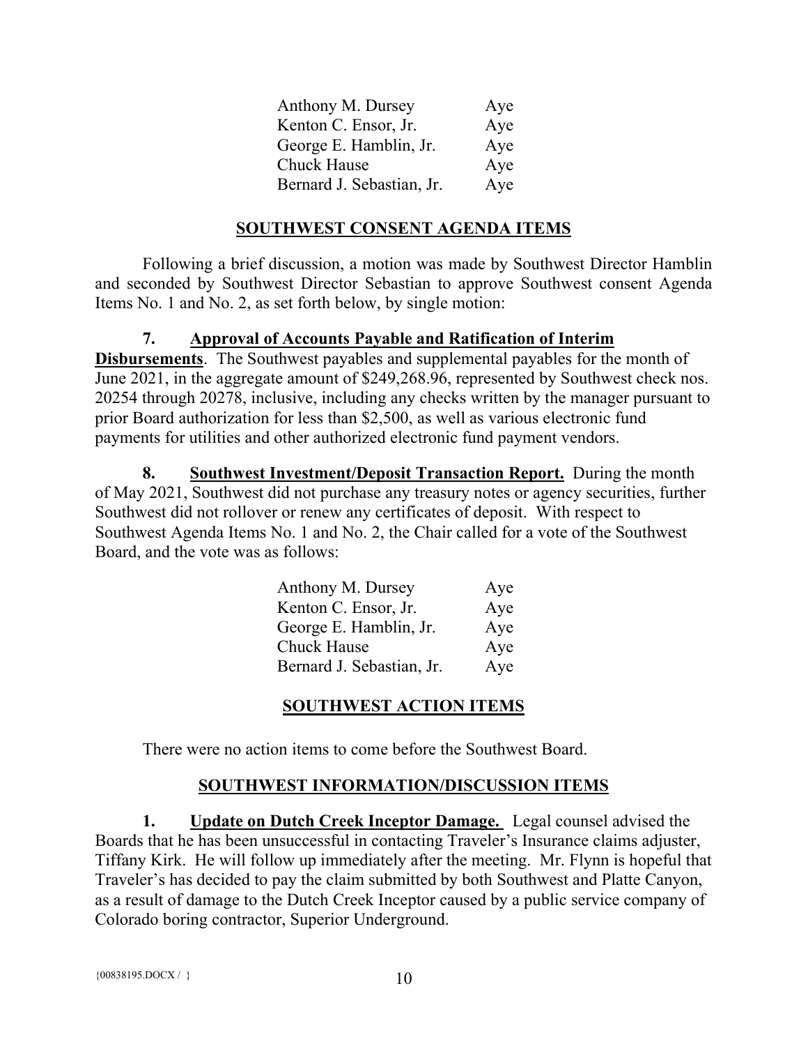| | |
|---|---|
| Anthony M. Dursey | Aye |
| Kenton C. Ensor, Jr. | Aye |
| George E. Hamblin, Jr. | Aye |
| Chuck Hause | Aye |
| Bernard J. Sebastian, Jr. | Aye |

## SOUTHWEST CONSENT AGENDA ITEMS

Following a brief discussion, a motion was made by Southwest Director Hamblin and seconded by Southwest Director Sebastian to approve Southwest consent Agenda Items No. 1 and No. 2, as set forth below, by single motion:

**7. Approval of Accounts Payable and Ratification of Interim Disbursements**. The Southwest payables and supplemental payables for the month of June 2021, in the aggregate amount of $249,268.96, represented by Southwest check nos. 20254 through 20278, inclusive, including any checks written by the manager pursuant to prior Board authorization for less than $2,500, as well as various electronic fund payments for utilities and other authorized electronic fund payment vendors.

**8. Southwest Investment/Deposit Transaction Report.** During the month of May 2021, Southwest did not purchase any treasury notes or agency securities, further Southwest did not rollover or renew any certificates of deposit. With respect to Southwest Agenda Items No. 1 and No. 2, the Chair called for a vote of the Southwest Board, and the vote was as follows:

| | |
|---|---|
| Anthony M. Dursey | Aye |
| Kenton C. Ensor, Jr. | Aye |
| George E. Hamblin, Jr. | Aye |
| Chuck Hause | Aye |
| Bernard J. Sebastian, Jr. | Aye |

## SOUTHWEST ACTION ITEMS

There were no action items to come before the Southwest Board.

## SOUTHWEST INFORMATION/DISCUSSION ITEMS

**1. Update on Dutch Creek Inceptor Damage.** Legal counsel advised the Boards that he has been unsuccessful in contacting Traveler's Insurance claims adjuster, Tiffany Kirk. He will follow up immediately after the meeting. Mr. Flynn is hopeful that Traveler's has decided to pay the claim submitted by both Southwest and Platte Canyon, as a result of damage to the Dutch Creek Inceptor caused by a public service company of Colorado boring contractor, Superior Underground.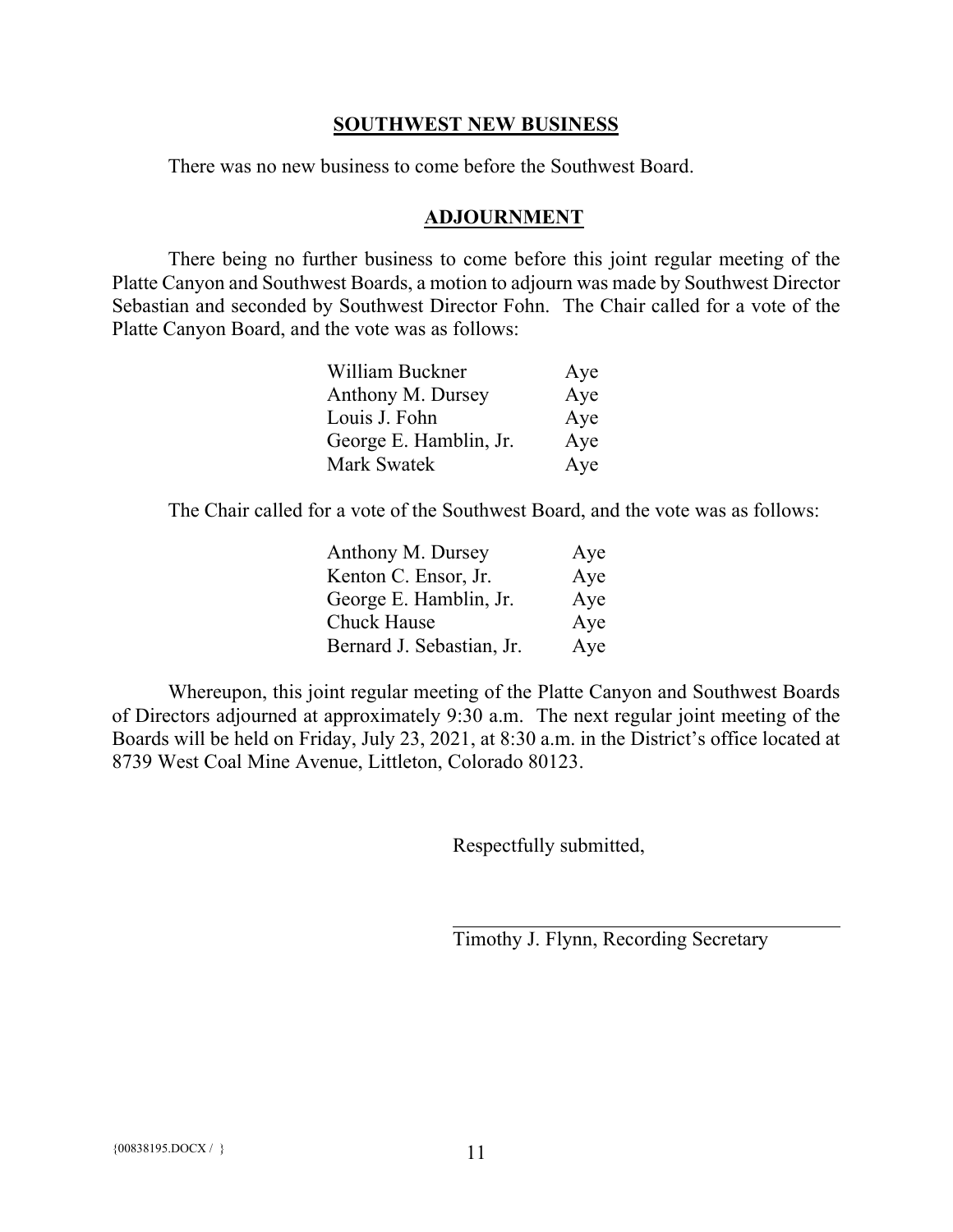**SOUTHWEST NEW BUSINESS**

There was no new business to come before the Southwest Board.

**ADJOURNMENT**

There being no further business to come before this joint regular meeting of the Platte Canyon and Southwest Boards, a motion to adjourn was made by Southwest Director Sebastian and seconded by Southwest Director Fohn. The Chair called for a vote of the Platte Canyon Board, and the vote was as follows:

| | |
|---|---|
| William Buckner | Aye |
| Anthony M. Dursey | Aye |
| Louis J. Fohn | Aye |
| George E. Hamblin, Jr. | Aye |
| Mark Swatek | Aye |

The Chair called for a vote of the Southwest Board, and the vote was as follows:

| | |
|---|---|
| Anthony M. Dursey | Aye |
| Kenton C. Ensor, Jr. | Aye |
| George E. Hamblin, Jr. | Aye |
| Chuck Hause | Aye |
| Bernard J. Sebastian, Jr. | Aye |

Whereupon, this joint regular meeting of the Platte Canyon and Southwest Boards of Directors adjourned at approximately 9:30 a.m. The next regular joint meeting of the Boards will be held on Friday, July 23, 2021, at 8:30 a.m. in the District's office located at 8739 West Coal Mine Avenue, Littleton, Colorado 80123.

Respectfully submitted,

Timothy J. Flynn, Recording Secretary

{00838195.DOCX / }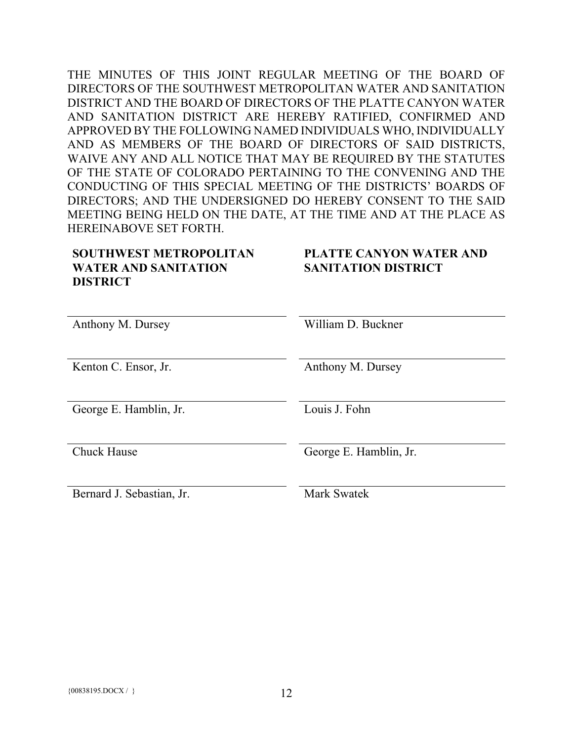THE MINUTES OF THIS JOINT REGULAR MEETING OF THE BOARD OF DIRECTORS OF THE SOUTHWEST METROPOLITAN WATER AND SANITATION DISTRICT AND THE BOARD OF DIRECTORS OF THE PLATTE CANYON WATER AND SANITATION DISTRICT ARE HEREBY RATIFIED, CONFIRMED AND APPROVED BY THE FOLLOWING NAMED INDIVIDUALS WHO, INDIVIDUALLY AND AS MEMBERS OF THE BOARD OF DIRECTORS OF SAID DISTRICTS, WAIVE ANY AND ALL NOTICE THAT MAY BE REQUIRED BY THE STATUTES OF THE STATE OF COLORADO PERTAINING TO THE CONVENING AND THE CONDUCTING OF THIS SPECIAL MEETING OF THE DISTRICTS' BOARDS OF DIRECTORS; AND THE UNDERSIGNED DO HEREBY CONSENT TO THE SAID MEETING BEING HELD ON THE DATE, AT THE TIME AND AT THE PLACE AS HEREINABOVE SET FORTH.

**SOUTHWEST METROPOLITAN WATER AND SANITATION DISTRICT**

\_\_\_\_\_\_\_\_\_\_\_\_\_\_\_\_\_\_\_\_\_\_\_\_\_\_\_\_
Anthony M. Dursey

\_\_\_\_\_\_\_\_\_\_\_\_\_\_\_\_\_\_\_\_\_\_\_\_\_\_\_\_
Kenton C. Ensor, Jr.

\_\_\_\_\_\_\_\_\_\_\_\_\_\_\_\_\_\_\_\_\_\_\_\_\_\_\_\_
George E. Hamblin, Jr.

\_\_\_\_\_\_\_\_\_\_\_\_\_\_\_\_\_\_\_\_\_\_\_\_\_\_\_\_
Chuck Hause

\_\_\_\_\_\_\_\_\_\_\_\_\_\_\_\_\_\_\_\_\_\_\_\_\_\_\_\_
Bernard J. Sebastian, Jr.

**PLATTE CANYON WATER AND SANITATION DISTRICT**

\_\_\_\_\_\_\_\_\_\_\_\_\_\_\_\_\_\_\_\_\_\_\_\_\_\_\_\_
William D. Buckner

\_\_\_\_\_\_\_\_\_\_\_\_\_\_\_\_\_\_\_\_\_\_\_\_\_\_\_\_
Anthony M. Dursey

\_\_\_\_\_\_\_\_\_\_\_\_\_\_\_\_\_\_\_\_\_\_\_\_\_\_\_\_
Louis J. Fohn

\_\_\_\_\_\_\_\_\_\_\_\_\_\_\_\_\_\_\_\_\_\_\_\_\_\_\_\_
George E. Hamblin, Jr.

\_\_\_\_\_\_\_\_\_\_\_\_\_\_\_\_\_\_\_\_\_\_\_\_\_\_\_\_
Mark Swatek

{00838195.DOCX / }